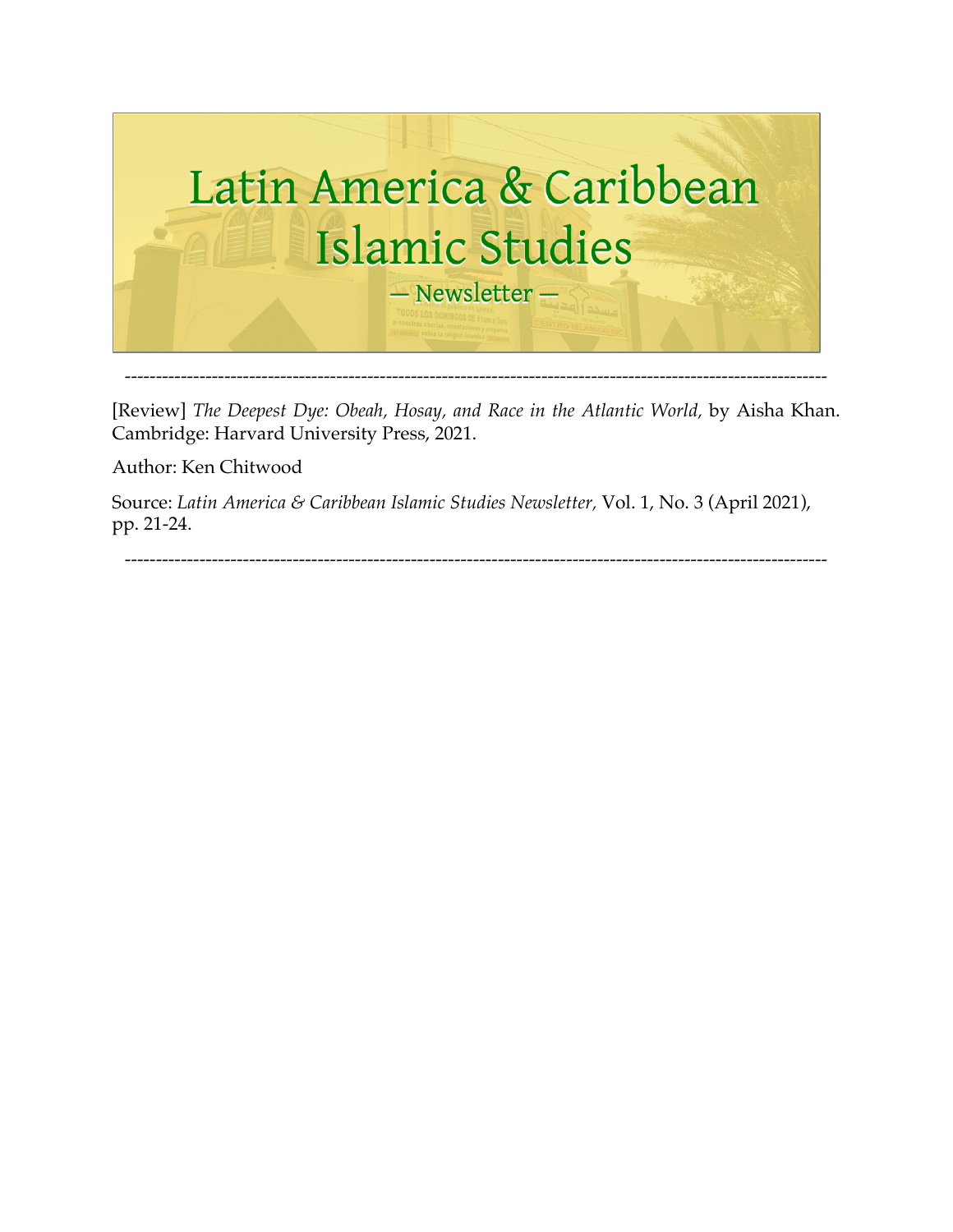# Latin America & Caribbean Islamic Studies

— Newsletter —

---

[Review] *The Deepest Dye: Obeah, Hosay, and Race in the Atlantic World,* by Aisha Khan. Cambridge: Harvard University Press, 2021.

Author: Ken Chitwood

Source: *Latin America & Caribbean Islamic Studies Newsletter,* Vol. 1, No. 3 (April 2021), pp. 21-24.

---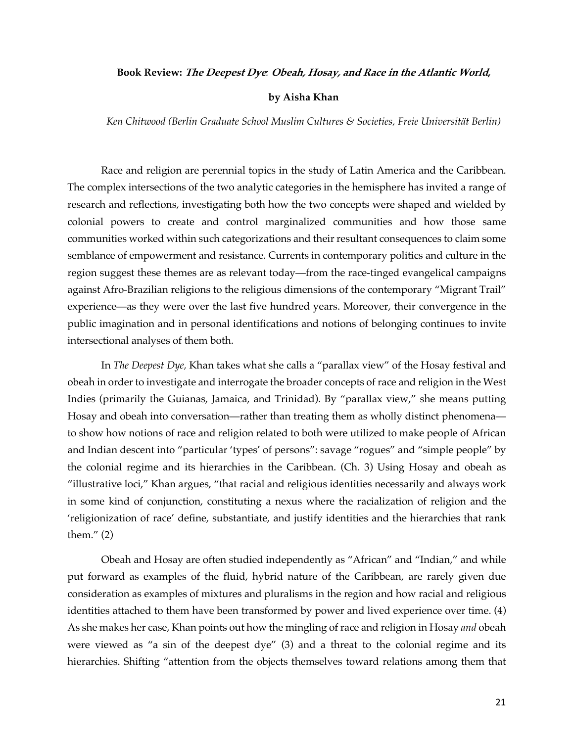**Book Review: *The Deepest Dye*: *Obeah, Hosay, and Race in the Atlantic World,***

**by Aisha Khan**

*Ken Chitwood (Berlin Graduate School Muslim Cultures & Societies, Freie Universität Berlin)*

Race and religion are perennial topics in the study of Latin America and the Caribbean. The complex intersections of the two analytic categories in the hemisphere has invited a range of research and reflections, investigating both how the two concepts were shaped and wielded by colonial powers to create and control marginalized communities and how those same communities worked within such categorizations and their resultant consequences to claim some semblance of empowerment and resistance. Currents in contemporary politics and culture in the region suggest these themes are as relevant today—from the race-tinged evangelical campaigns against Afro-Brazilian religions to the religious dimensions of the contemporary "Migrant Trail" experience—as they were over the last five hundred years. Moreover, their convergence in the public imagination and in personal identifications and notions of belonging continues to invite intersectional analyses of them both.

In *The Deepest Dye,* Khan takes what she calls a "parallax view" of the Hosay festival and obeah in order to investigate and interrogate the broader concepts of race and religion in the West Indies (primarily the Guianas, Jamaica, and Trinidad). By "parallax view," she means putting Hosay and obeah into conversation—rather than treating them as wholly distinct phenomena—to show how notions of race and religion related to both were utilized to make people of African and Indian descent into "particular 'types' of persons": savage "rogues" and "simple people" by the colonial regime and its hierarchies in the Caribbean. (Ch. 3) Using Hosay and obeah as "illustrative loci," Khan argues, "that racial and religious identities necessarily and always work in some kind of conjunction, constituting a nexus where the racialization of religion and the 'religionization of race' define, substantiate, and justify identities and the hierarchies that rank them." (2)

Obeah and Hosay are often studied independently as "African" and "Indian," and while put forward as examples of the fluid, hybrid nature of the Caribbean, are rarely given due consideration as examples of mixtures and pluralisms in the region and how racial and religious identities attached to them have been transformed by power and lived experience over time. (4) As she makes her case, Khan points out how the mingling of race and religion in Hosay *and* obeah were viewed as "a sin of the deepest dye" (3) and a threat to the colonial regime and its hierarchies. Shifting "attention from the objects themselves toward relations among them that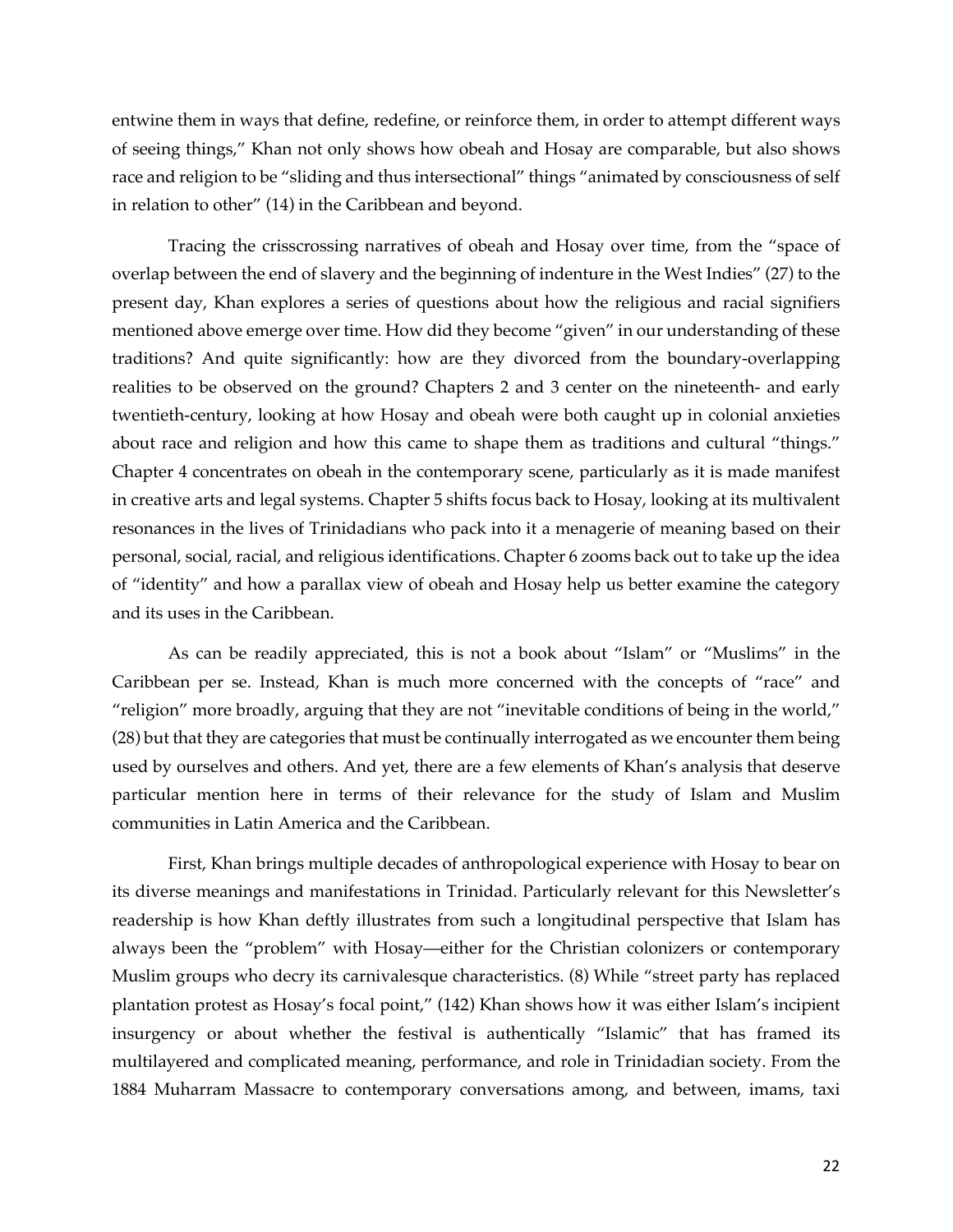entwine them in ways that define, redefine, or reinforce them, in order to attempt different ways of seeing things," Khan not only shows how obeah and Hosay are comparable, but also shows race and religion to be "sliding and thus intersectional" things "animated by consciousness of self in relation to other" (14) in the Caribbean and beyond.

Tracing the crisscrossing narratives of obeah and Hosay over time, from the "space of overlap between the end of slavery and the beginning of indenture in the West Indies" (27) to the present day, Khan explores a series of questions about how the religious and racial signifiers mentioned above emerge over time. How did they become "given" in our understanding of these traditions? And quite significantly: how are they divorced from the boundary-overlapping realities to be observed on the ground? Chapters 2 and 3 center on the nineteenth- and early twentieth-century, looking at how Hosay and obeah were both caught up in colonial anxieties about race and religion and how this came to shape them as traditions and cultural "things." Chapter 4 concentrates on obeah in the contemporary scene, particularly as it is made manifest in creative arts and legal systems. Chapter 5 shifts focus back to Hosay, looking at its multivalent resonances in the lives of Trinidadians who pack into it a menagerie of meaning based on their personal, social, racial, and religious identifications. Chapter 6 zooms back out to take up the idea of "identity" and how a parallax view of obeah and Hosay help us better examine the category and its uses in the Caribbean.

As can be readily appreciated, this is not a book about "Islam" or "Muslims" in the Caribbean per se. Instead, Khan is much more concerned with the concepts of "race" and "religion" more broadly, arguing that they are not "inevitable conditions of being in the world," (28) but that they are categories that must be continually interrogated as we encounter them being used by ourselves and others. And yet, there are a few elements of Khan's analysis that deserve particular mention here in terms of their relevance for the study of Islam and Muslim communities in Latin America and the Caribbean.

First, Khan brings multiple decades of anthropological experience with Hosay to bear on its diverse meanings and manifestations in Trinidad. Particularly relevant for this Newsletter's readership is how Khan deftly illustrates from such a longitudinal perspective that Islam has always been the "problem" with Hosay—either for the Christian colonizers or contemporary Muslim groups who decry its carnivalesque characteristics. (8) While "street party has replaced plantation protest as Hosay's focal point," (142) Khan shows how it was either Islam's incipient insurgency or about whether the festival is authentically "Islamic" that has framed its multilayered and complicated meaning, performance, and role in Trinidadian society. From the 1884 Muharram Massacre to contemporary conversations among, and between, imams, taxi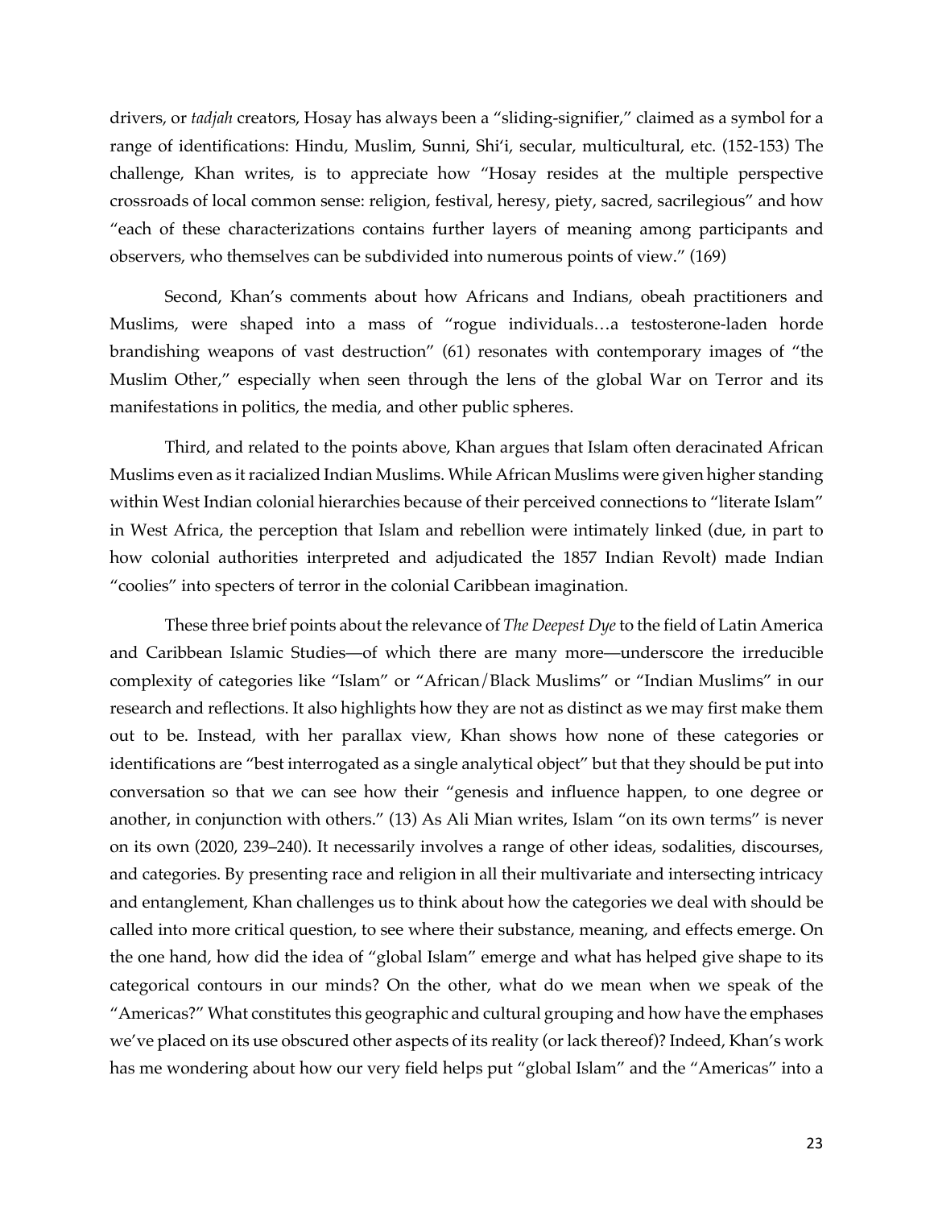drivers, or *tadjah* creators, Hosay has always been a "sliding-signifier," claimed as a symbol for a range of identifications: Hindu, Muslim, Sunni, Shi'i, secular, multicultural, etc. (152-153) The challenge, Khan writes, is to appreciate how "Hosay resides at the multiple perspective crossroads of local common sense: religion, festival, heresy, piety, sacred, sacrilegious" and how "each of these characterizations contains further layers of meaning among participants and observers, who themselves can be subdivided into numerous points of view." (169)

Second, Khan's comments about how Africans and Indians, obeah practitioners and Muslims, were shaped into a mass of "rogue individuals…a testosterone-laden horde brandishing weapons of vast destruction" (61) resonates with contemporary images of "the Muslim Other," especially when seen through the lens of the global War on Terror and its manifestations in politics, the media, and other public spheres.

Third, and related to the points above, Khan argues that Islam often deracinated African Muslims even as it racialized Indian Muslims. While African Muslims were given higher standing within West Indian colonial hierarchies because of their perceived connections to "literate Islam" in West Africa, the perception that Islam and rebellion were intimately linked (due, in part to how colonial authorities interpreted and adjudicated the 1857 Indian Revolt) made Indian "coolies" into specters of terror in the colonial Caribbean imagination.

These three brief points about the relevance of *The Deepest Dye* to the field of Latin America and Caribbean Islamic Studies—of which there are many more—underscore the irreducible complexity of categories like "Islam" or "African/Black Muslims" or "Indian Muslims" in our research and reflections. It also highlights how they are not as distinct as we may first make them out to be. Instead, with her parallax view, Khan shows how none of these categories or identifications are "best interrogated as a single analytical object" but that they should be put into conversation so that we can see how their "genesis and influence happen, to one degree or another, in conjunction with others." (13) As Ali Mian writes, Islam "on its own terms" is never on its own (2020, 239–240). It necessarily involves a range of other ideas, sodalities, discourses, and categories. By presenting race and religion in all their multivariate and intersecting intricacy and entanglement, Khan challenges us to think about how the categories we deal with should be called into more critical question, to see where their substance, meaning, and effects emerge. On the one hand, how did the idea of "global Islam" emerge and what has helped give shape to its categorical contours in our minds? On the other, what do we mean when we speak of the "Americas?" What constitutes this geographic and cultural grouping and how have the emphases we've placed on its use obscured other aspects of its reality (or lack thereof)? Indeed, Khan's work has me wondering about how our very field helps put "global Islam" and the "Americas" into a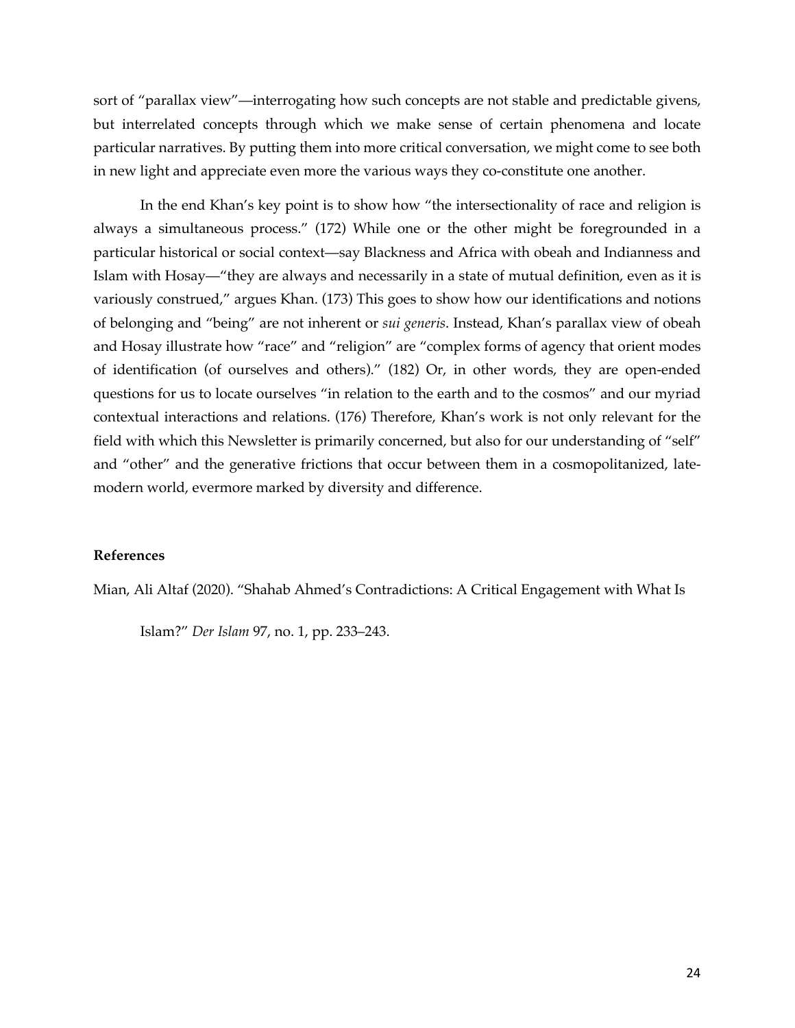sort of "parallax view"—interrogating how such concepts are not stable and predictable givens, but interrelated concepts through which we make sense of certain phenomena and locate particular narratives. By putting them into more critical conversation, we might come to see both in new light and appreciate even more the various ways they co-constitute one another.

In the end Khan's key point is to show how "the intersectionality of race and religion is always a simultaneous process." (172) While one or the other might be foregrounded in a particular historical or social context—say Blackness and Africa with obeah and Indianness and Islam with Hosay—"they are always and necessarily in a state of mutual definition, even as it is variously construed," argues Khan. (173) This goes to show how our identifications and notions of belonging and "being" are not inherent or *sui generis*. Instead, Khan's parallax view of obeah and Hosay illustrate how "race" and "religion" are "complex forms of agency that orient modes of identification (of ourselves and others)." (182) Or, in other words, they are open-ended questions for us to locate ourselves "in relation to the earth and to the cosmos" and our myriad contextual interactions and relations. (176) Therefore, Khan's work is not only relevant for the field with which this Newsletter is primarily concerned, but also for our understanding of "self" and "other" and the generative frictions that occur between them in a cosmopolitanized, late-modern world, evermore marked by diversity and difference.

**References**

Mian, Ali Altaf (2020). "Shahab Ahmed's Contradictions: A Critical Engagement with What Is Islam?" *Der Islam* 97, no. 1, pp. 233–243.